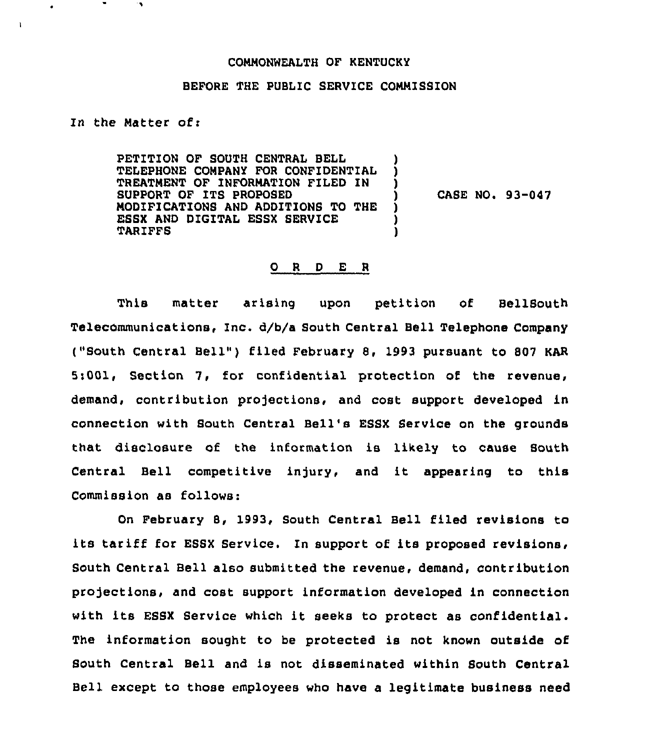COMMONWEALTH OF KENTUCKY

BEFORE THE PUBLIC SERVICE COMMISSION

In the Matter of:

PETITION OF SOUTH CENTRAL BELL TELEPHONE COMPANY FOR CONFIDENTIAL TREATMENT OF INFORMATION FILED IN SUPPORT OF ITS PROPOSED MODIFICATIONS AND ADDITIONS TO THE ESSX AND DIGITAL ESSX SERVICE TARIFFS ) CASE NO. 93-047

## O R D E R

This matter arising upon petition of BellSouth Telecommunications, Inc. d/b/a South Central Bell Telephone Company ("South Central Bell") filed February 8, 1993 pursuant to 807 KAR 5:001, Section 7, for confidential protection of the revenue, demand, contribution projections, and cost support developed in connection with South Central Bell's ESSX Service on the grounds that disclosure of the information is likely to cause South Central Bell competitive injury, and it appearing to this Commission as follows:

On February 8, 1993, South Central Bell filed revisions to its tariff for ESSX Service. In support of its proposed revisions, South Central Bell also submitted the revenue, demand, contribution projections, and cost support information developed in connection with its ESSX Service which it seeks to protect as confidential. The information sought to be protected is not known outside of South Central Bell and is not disseminated within South Central Bell except to those employees who have a legitimate business need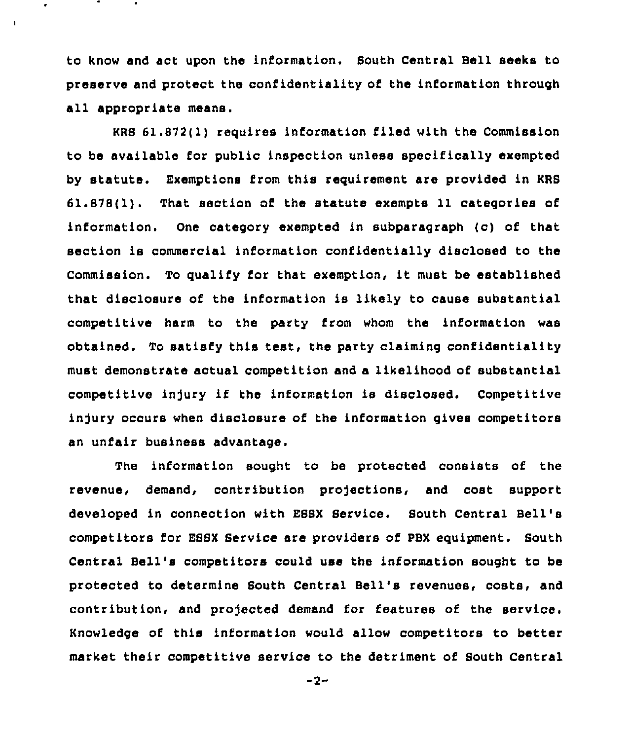to know and act upon the information. South Central Bell seeks to preserve and protect the confidentiality of the information through all appropriate means.

KRS 61.872(1) requires information filed with the Commission to be available for public inspection unless specifically exempted by statute. Exemptions from this requirement are provided in KRS 61.878(1). That section of the statute exempts 11 categories of information. One category exempted in subparagraph (c) of that section is commercial information confidentially disclosed to the Commission. To qualify for that exemption, it must be established that disclosure of the information is likely to cause substantial competitive harm to the party from whom the information was obtained. To satisfy this test, the party claiming confidentiality must demonstrate actual competition and a likelihood of substantial competitive injury if the information is disclosed. Competitive injury occurs when disclosure of the information gives competitors an unfair business advantage.

The information sought to be protected consists of the revenue, demand, contribution projections, and cost support developed in connection with ESSX Service. South Central Bell's competitors for ESSX Service are providers of PBX equipment. South Central Bell's competitors could use the information sought to be protected to determine South Central Bell's revenues, costs, and contribution, and projected demand for features of the service. Knowledge of this information would allow competitors to better market their competitive service to the detriment of South Central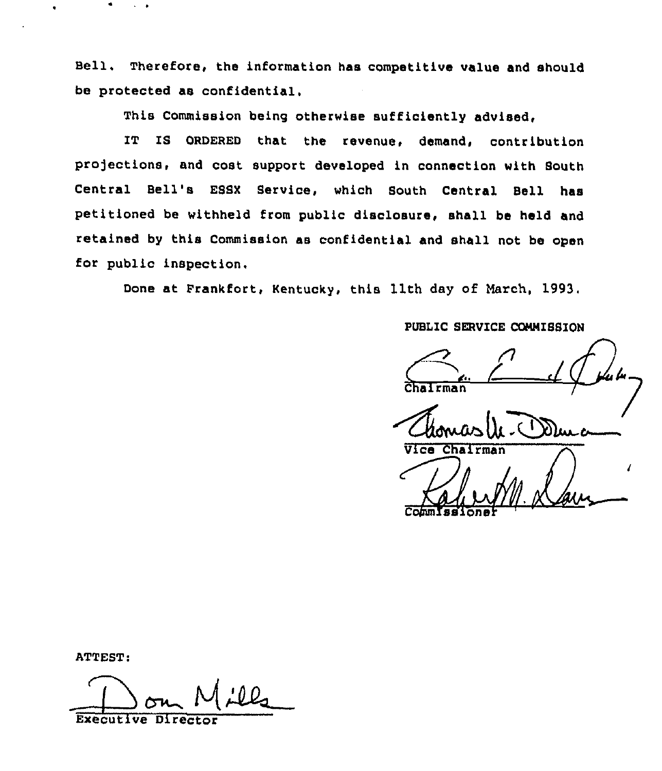Bell. Therefore, the information has competitive value and should be protected as confidential.

This Commission being otherwise sufficiently advised,

IT IS ORDERED that the revenue, demand, contribution projections, and cost support developed in connection with South Central Bell's ESSX Service, which South Central Bell has petitioned be withheld from public disclosure, shall be held and retained by this Commission as confidential and shall not be open for public inspection.

Done at Frankfort, Kentucky, this 11th day of March, 1993.

PUBLIC SERVICE COMMISSION

Chairman

Vice Chairman

Commissioner

ATTEST:

Executive Director